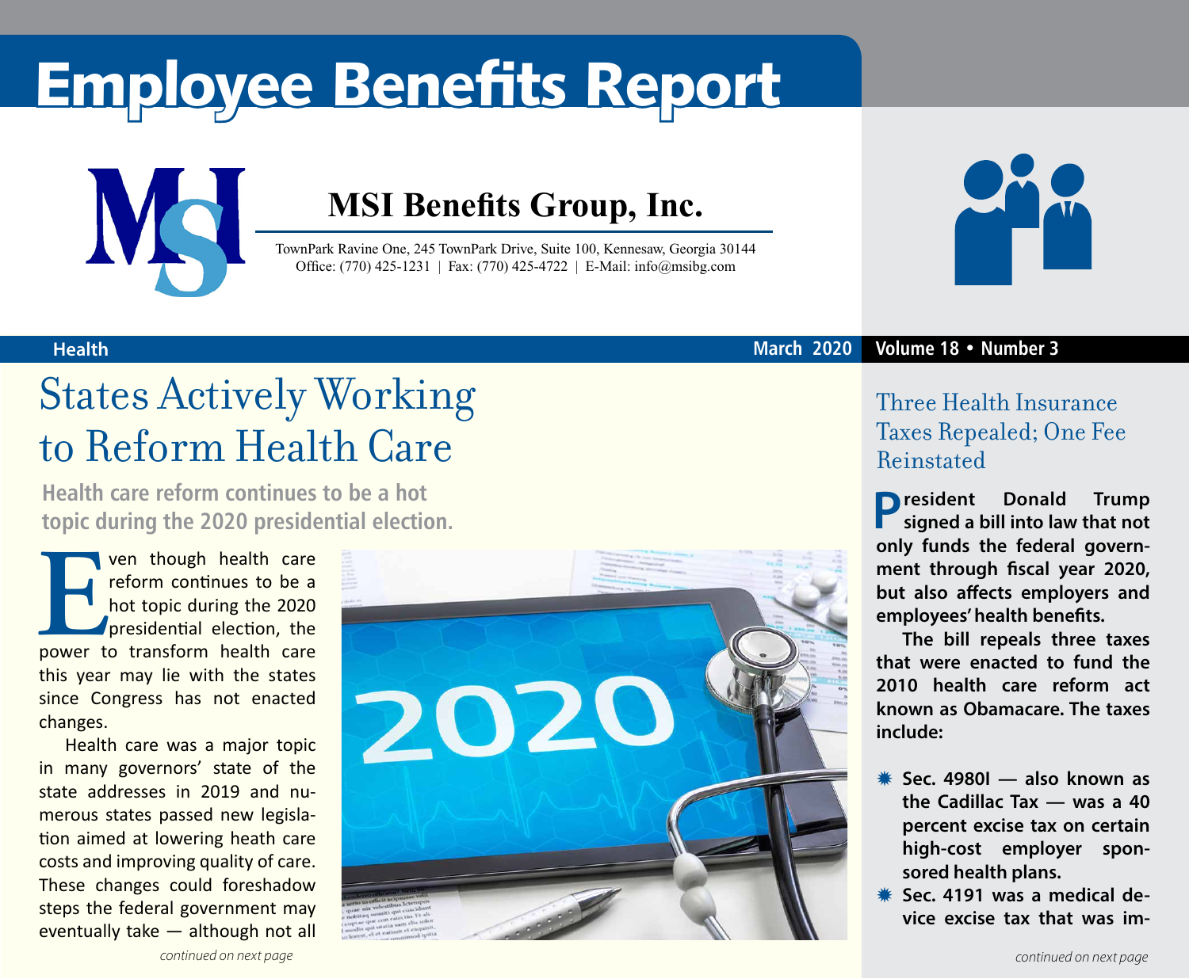# Employee Benefits Report

## MSI Benefits Group, Inc.

TownPark Ravine One, 245 TownPark Drive, Suite 100, Kennesaw, Georgia 30144
Office: (770) 425-1231 | Fax: (770) 425-4722 | E-Mail: info@msibg.com

Health — March 2020 — Volume 18 • Number 3

## States Actively Working to Reform Health Care

**Health care reform continues to be a hot topic during the 2020 presidential election.**

Even though health care reform continues to be a hot topic during the 2020 presidential election, the power to transform health care this year may lie with the states since Congress has not enacted changes.

Health care was a major topic in many governors' state of the state addresses in 2019 and numerous states passed new legislation aimed at lowering heath care costs and improving quality of care. These changes could foreshadow steps the federal government may eventually take — although not all

*continued on next page*

## Three Health Insurance Taxes Repealed; One Fee Reinstated

**President Donald Trump signed a bill into law that not only funds the federal government through fiscal year 2020, but also affects employers and employees' health benefits.**

**The bill repeals three taxes that were enacted to fund the 2010 health care reform act known as Obamacare. The taxes include:**

- **Sec. 4980I — also known as the Cadillac Tax — was a 40 percent excise tax on certain high-cost employer sponsored health plans.**
- **Sec. 4191 was a medical device excise tax that was im-**

*continued on next page*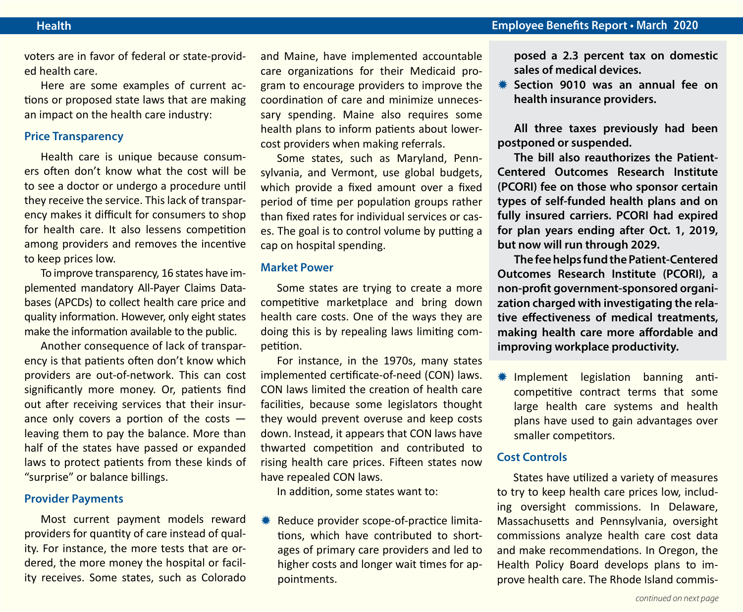voters are in favor of federal or state-provided health care.

Here are some examples of current actions or proposed state laws that are making an impact on the health care industry:

### Price Transparency

Health care is unique because consumers often don't know what the cost will be to see a doctor or undergo a procedure until they receive the service. This lack of transparency makes it difficult for consumers to shop for health care. It also lessens competition among providers and removes the incentive to keep prices low.

To improve transparency, 16 states have implemented mandatory All-Payer Claims Databases (APCDs) to collect health care price and quality information. However, only eight states make the information available to the public.

Another consequence of lack of transparency is that patients often don't know which providers are out-of-network. This can cost significantly more money. Or, patients find out after receiving services that their insurance only covers a portion of the costs — leaving them to pay the balance. More than half of the states have passed or expanded laws to protect patients from these kinds of "surprise" or balance billings.

### Provider Payments

Most current payment models reward providers for quantity of care instead of quality. For instance, the more tests that are ordered, the more money the hospital or facility receives. Some states, such as Colorado and Maine, have implemented accountable care organizations for their Medicaid program to encourage providers to improve the coordination of care and minimize unnecessary spending. Maine also requires some health plans to inform patients about lower-cost providers when making referrals.

Some states, such as Maryland, Pennsylvania, and Vermont, use global budgets, which provide a fixed amount over a fixed period of time per population groups rather than fixed rates for individual services or cases. The goal is to control volume by putting a cap on hospital spending.

### Market Power

Some states are trying to create a more competitive marketplace and bring down health care costs. One of the ways they are doing this is by repealing laws limiting competition.

For instance, in the 1970s, many states implemented certificate-of-need (CON) laws. CON laws limited the creation of health care facilities, because some legislators thought they would prevent overuse and keep costs down. Instead, it appears that CON laws have thwarted competition and contributed to rising health care prices. Fifteen states now have repealed CON laws.

In addition, some states want to:

- Reduce provider scope-of-practice limitations, which have contributed to shortages of primary care providers and led to higher costs and longer wait times for appointments.
- Implement legislation banning anti-competitive contract terms that some large health care systems and health plans have used to gain advantages over smaller competitors.

**posed a 2.3 percent tax on domestic sales of medical devices.**

- **Section 9010 was an annual fee on health insurance providers.**

**All three taxes previously had been postponed or suspended.**

**The bill also reauthorizes the Patient-Centered Outcomes Research Institute (PCORI) fee on those who sponsor certain types of self-funded health plans and on fully insured carriers. PCORI had expired for plan years ending after Oct. 1, 2019, but now will run through 2029.**

**The fee helps fund the Patient-Centered Outcomes Research Institute (PCORI), a non-profit government-sponsored organization charged with investigating the relative effectiveness of medical treatments, making health care more affordable and improving workplace productivity.**

### Cost Controls

States have utilized a variety of measures to try to keep health care prices low, including oversight commissions. In Delaware, Massachusetts and Pennsylvania, oversight commissions analyze health care cost data and make recommendations. In Oregon, the Health Policy Board develops plans to improve health care. The Rhode Island commis-

*continued on next page*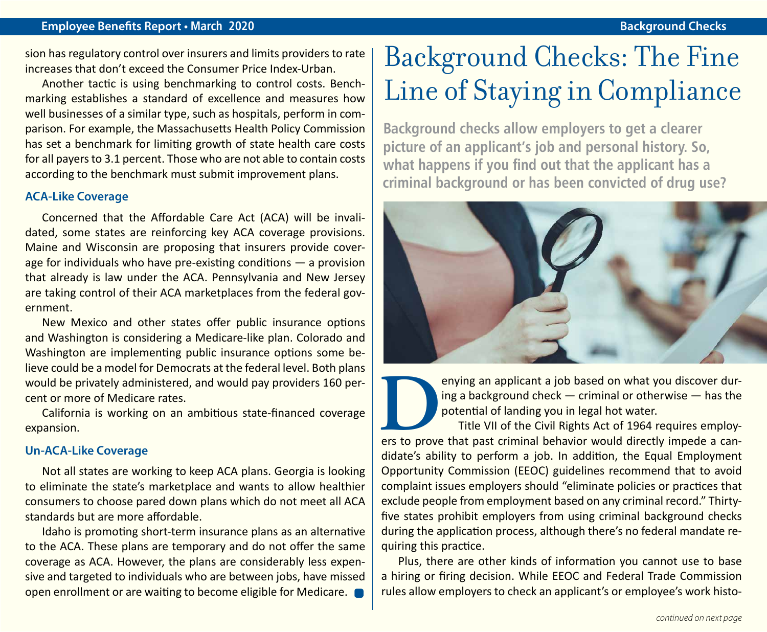sion has regulatory control over insurers and limits providers to rate increases that don't exceed the Consumer Price Index-Urban.

Another tactic is using benchmarking to control costs. Benchmarking establishes a standard of excellence and measures how well businesses of a similar type, such as hospitals, perform in comparison. For example, the Massachusetts Health Policy Commission has set a benchmark for limiting growth of state health care costs for all payers to 3.1 percent. Those who are not able to contain costs according to the benchmark must submit improvement plans.

### ACA-Like Coverage

Concerned that the Affordable Care Act (ACA) will be invalidated, some states are reinforcing key ACA coverage provisions. Maine and Wisconsin are proposing that insurers provide coverage for individuals who have pre-existing conditions — a provision that already is law under the ACA. Pennsylvania and New Jersey are taking control of their ACA marketplaces from the federal government.

New Mexico and other states offer public insurance options and Washington is considering a Medicare-like plan. Colorado and Washington are implementing public insurance options some believe could be a model for Democrats at the federal level. Both plans would be privately administered, and would pay providers 160 percent or more of Medicare rates.

California is working on an ambitious state-financed coverage expansion.

### Un-ACA-Like Coverage

Not all states are working to keep ACA plans. Georgia is looking to eliminate the state's marketplace and wants to allow healthier consumers to choose pared down plans which do not meet all ACA standards but are more affordable.

Idaho is promoting short-term insurance plans as an alternative to the ACA. These plans are temporary and do not offer the same coverage as ACA. However, the plans are considerably less expensive and targeted to individuals who are between jobs, have missed open enrollment or are waiting to become eligible for Medicare.

# Background Checks: The Fine Line of Staying in Compliance

**Background checks allow employers to get a clearer picture of an applicant's job and personal history. So, what happens if you find out that the applicant has a criminal background or has been convicted of drug use?**

Denying an applicant a job based on what you discover during a background check — criminal or otherwise — has the potential of landing you in legal hot water.

Title VII of the Civil Rights Act of 1964 requires employers to prove that past criminal behavior would directly impede a candidate's ability to perform a job. In addition, the Equal Employment Opportunity Commission (EEOC) guidelines recommend that to avoid complaint issues employers should "eliminate policies or practices that exclude people from employment based on any criminal record." Thirty-five states prohibit employers from using criminal background checks during the application process, although there's no federal mandate requiring this practice.

Plus, there are other kinds of information you cannot use to base a hiring or firing decision. While EEOC and Federal Trade Commission rules allow employers to check an applicant's or employee's work histo-

*continued on next page*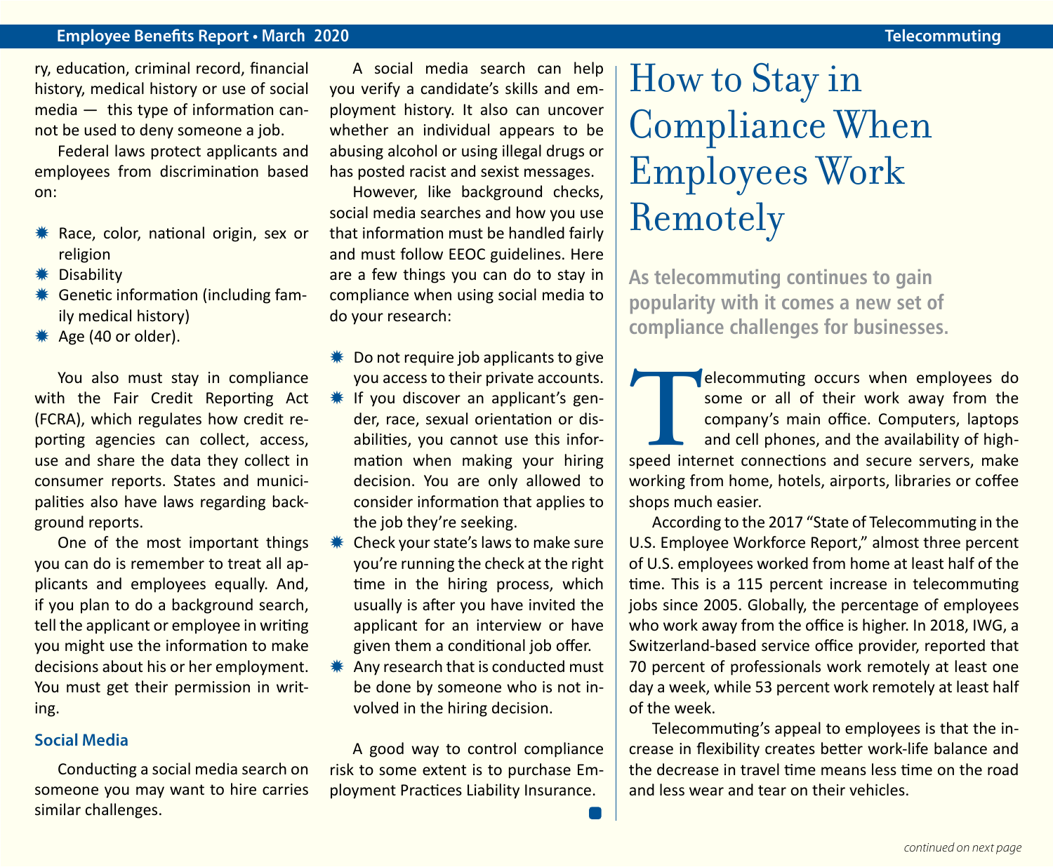ry, education, criminal record, financial history, medical history or use of social media — this type of information cannot be used to deny someone a job.

Federal laws protect applicants and employees from discrimination based on:

- Race, color, national origin, sex or religion
- Disability
- Genetic information (including family medical history)
- Age (40 or older).

You also must stay in compliance with the Fair Credit Reporting Act (FCRA), which regulates how credit reporting agencies can collect, access, use and share the data they collect in consumer reports. States and municipalities also have laws regarding background reports.

One of the most important things you can do is remember to treat all applicants and employees equally. And, if you plan to do a background search, tell the applicant or employee in writing you might use the information to make decisions about his or her employment. You must get their permission in writing.

### Social Media

Conducting a social media search on someone you may want to hire carries similar challenges.

A social media search can help you verify a candidate's skills and employment history. It also can uncover whether an individual appears to be abusing alcohol or using illegal drugs or has posted racist and sexist messages.

However, like background checks, social media searches and how you use that information must be handled fairly and must follow EEOC guidelines. Here are a few things you can do to stay in compliance when using social media to do your research:

- Do not require job applicants to give you access to their private accounts.
- If you discover an applicant's gender, race, sexual orientation or disabilities, you cannot use this information when making your hiring decision. You are only allowed to consider information that applies to the job they're seeking.
- Check your state's laws to make sure you're running the check at the right time in the hiring process, which usually is after you have invited the applicant for an interview or have given them a conditional job offer.
- Any research that is conducted must be done by someone who is not involved in the hiring decision.

A good way to control compliance risk to some extent is to purchase Employment Practices Liability Insurance.

# How to Stay in Compliance When Employees Work Remotely

**As telecommuting continues to gain popularity with it comes a new set of compliance challenges for businesses.**

Telecommuting occurs when employees do some or all of their work away from the company's main office. Computers, laptops and cell phones, and the availability of high-speed internet connections and secure servers, make working from home, hotels, airports, libraries or coffee shops much easier.

According to the 2017 "State of Telecommuting in the U.S. Employee Workforce Report," almost three percent of U.S. employees worked from home at least half of the time. This is a 115 percent increase in telecommuting jobs since 2005. Globally, the percentage of employees who work away from the office is higher. In 2018, IWG, a Switzerland-based service office provider, reported that 70 percent of professionals work remotely at least one day a week, while 53 percent work remotely at least half of the week.

Telecommuting's appeal to employees is that the increase in flexibility creates better work-life balance and the decrease in travel time means less time on the road and less wear and tear on their vehicles.

*continued on next page*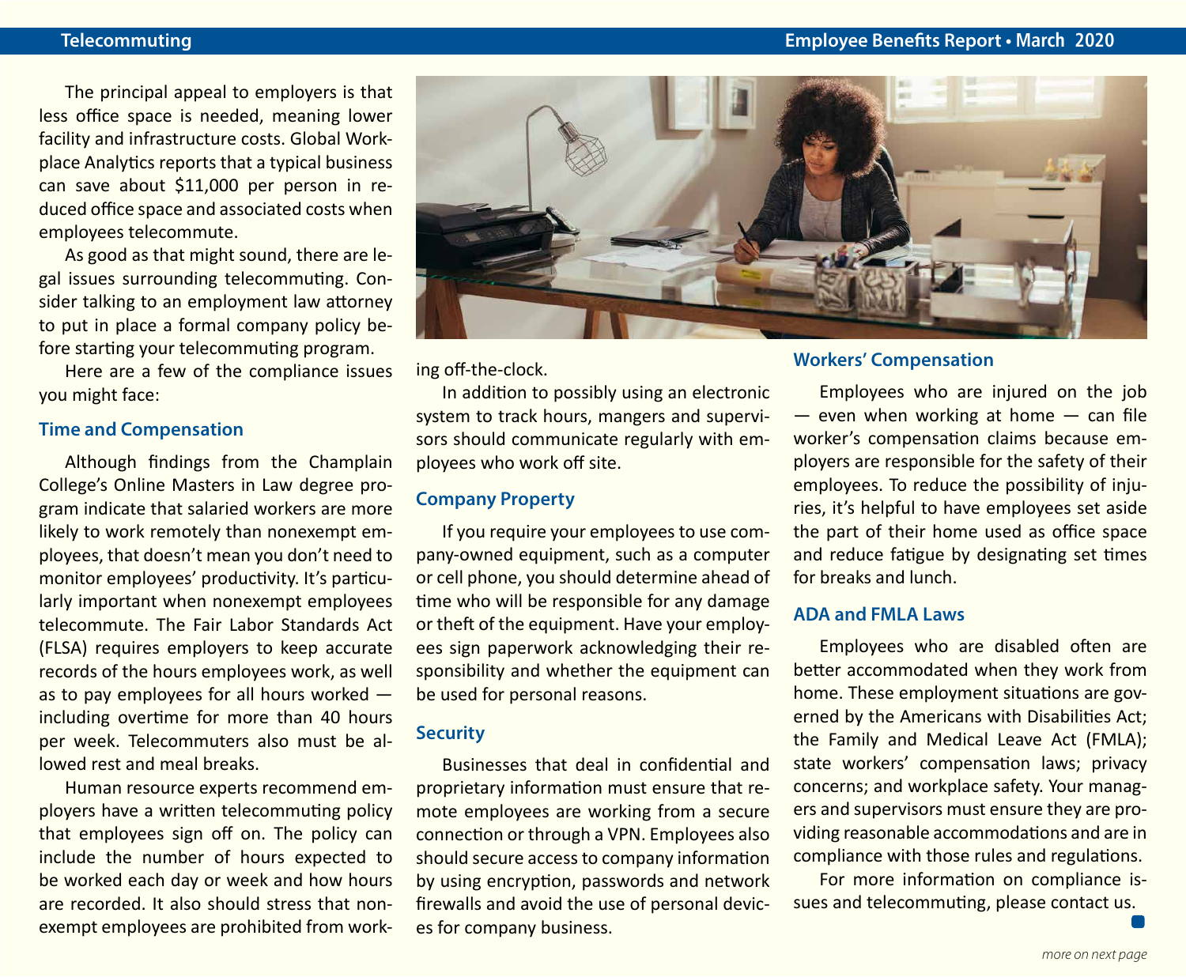The principal appeal to employers is that less office space is needed, meaning lower facility and infrastructure costs. Global Workplace Analytics reports that a typical business can save about $11,000 per person in reduced office space and associated costs when employees telecommute.

As good as that might sound, there are legal issues surrounding telecommuting. Consider talking to an employment law attorney to put in place a formal company policy before starting your telecommuting program.

Here are a few of the compliance issues you might face:

## Time and Compensation

Although findings from the Champlain College's Online Masters in Law degree program indicate that salaried workers are more likely to work remotely than nonexempt employees, that doesn't mean you don't need to monitor employees' productivity. It's particularly important when nonexempt employees telecommute. The Fair Labor Standards Act (FLSA) requires employers to keep accurate records of the hours employees work, as well as to pay employees for all hours worked — including overtime for more than 40 hours per week. Telecommuters also must be allowed rest and meal breaks.

Human resource experts recommend employers have a written telecommuting policy that employees sign off on. The policy can include the number of hours expected to be worked each day or week and how hours are recorded. It also should stress that nonexempt employees are prohibited from working off-the-clock.

In addition to possibly using an electronic system to track hours, mangers and supervisors should communicate regularly with employees who work off site.

## Company Property

If you require your employees to use company-owned equipment, such as a computer or cell phone, you should determine ahead of time who will be responsible for any damage or theft of the equipment. Have your employees sign paperwork acknowledging their responsibility and whether the equipment can be used for personal reasons.

## Security

Businesses that deal in confidential and proprietary information must ensure that remote employees are working from a secure connection or through a VPN. Employees also should secure access to company information by using encryption, passwords and network firewalls and avoid the use of personal devices for company business.

## Workers' Compensation

Employees who are injured on the job — even when working at home — can file worker's compensation claims because employers are responsible for the safety of their employees. To reduce the possibility of injuries, it's helpful to have employees set aside the part of their home used as office space and reduce fatigue by designating set times for breaks and lunch.

## ADA and FMLA Laws

Employees who are disabled often are better accommodated when they work from home. These employment situations are governed by the Americans with Disabilities Act; the Family and Medical Leave Act (FMLA); state workers' compensation laws; privacy concerns; and workplace safety. Your managers and supervisors must ensure they are providing reasonable accommodations and are in compliance with those rules and regulations.

For more information on compliance issues and telecommuting, please contact us.

*more on next page*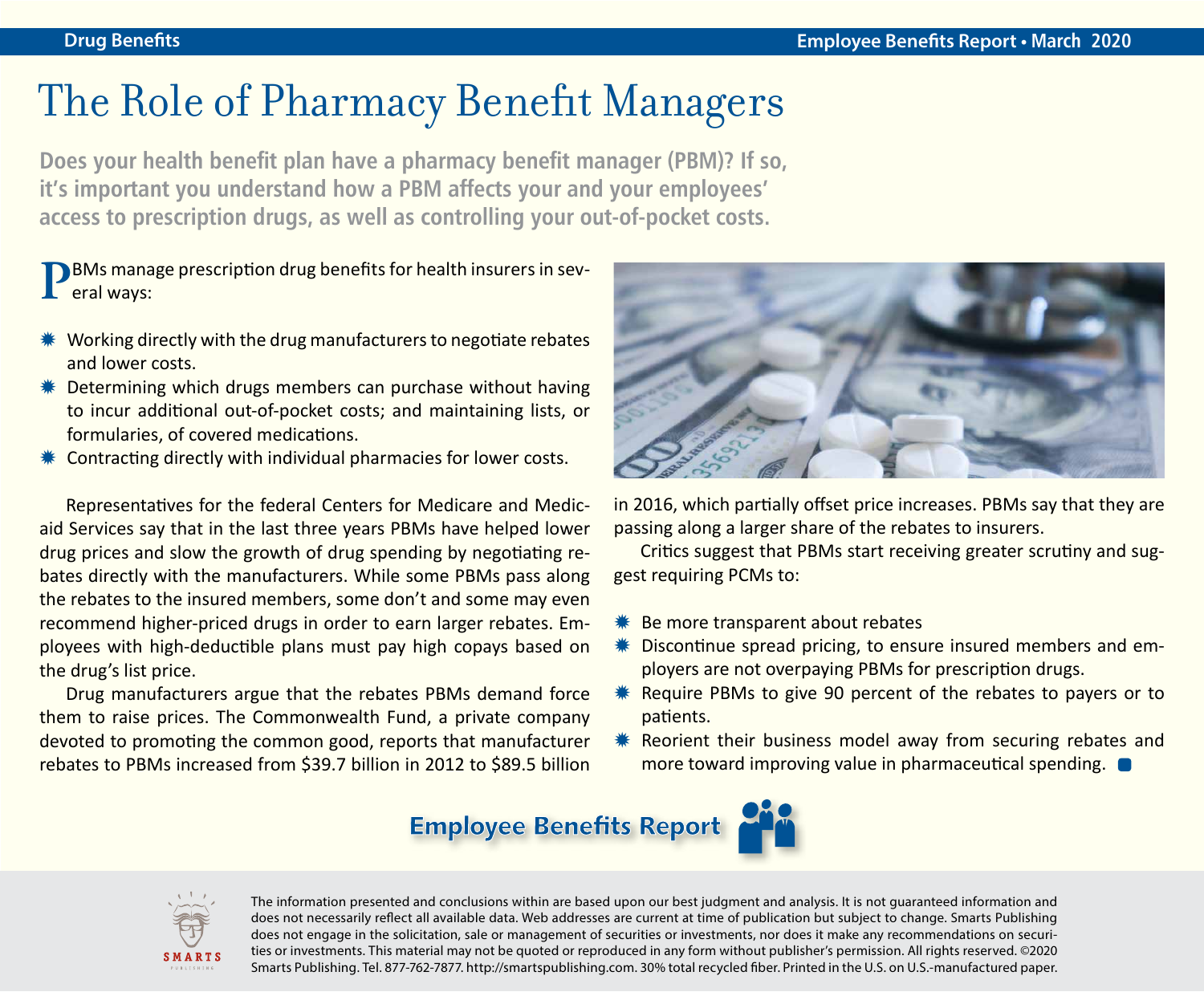# The Role of Pharmacy Benefit Managers

**Does your health benefit plan have a pharmacy benefit manager (PBM)? If so, it's important you understand how a PBM affects your and your employees' access to prescription drugs, as well as controlling your out-of-pocket costs.**

PBMs manage prescription drug benefits for health insurers in several ways:

- Working directly with the drug manufacturers to negotiate rebates and lower costs.
- Determining which drugs members can purchase without having to incur additional out-of-pocket costs; and maintaining lists, or formularies, of covered medications.
- Contracting directly with individual pharmacies for lower costs.

Representatives for the federal Centers for Medicare and Medicaid Services say that in the last three years PBMs have helped lower drug prices and slow the growth of drug spending by negotiating rebates directly with the manufacturers. While some PBMs pass along the rebates to the insured members, some don't and some may even recommend higher-priced drugs in order to earn larger rebates. Employees with high-deductible plans must pay high copays based on the drug's list price.

Drug manufacturers argue that the rebates PBMs demand force them to raise prices. The Commonwealth Fund, a private company devoted to promoting the common good, reports that manufacturer rebates to PBMs increased from $39.7 billion in 2012 to $89.5 billion in 2016, which partially offset price increases. PBMs say that they are passing along a larger share of the rebates to insurers.

Critics suggest that PBMs start receiving greater scrutiny and suggest requiring PCMs to:

- Be more transparent about rebates
- Discontinue spread pricing, to ensure insured members and employers are not overpaying PBMs for prescription drugs.
- Require PBMs to give 90 percent of the rebates to payers or to patients.
- Reorient their business model away from securing rebates and more toward improving value in pharmaceutical spending.

**Employee Benefits Report**

The information presented and conclusions within are based upon our best judgment and analysis. It is not guaranteed information and does not necessarily reflect all available data. Web addresses are current at time of publication but subject to change. Smarts Publishing does not engage in the solicitation, sale or management of securities or investments, nor does it make any recommendations on securities or investments. This material may not be quoted or reproduced in any form without publisher's permission. All rights reserved. ©2020 Smarts Publishing. Tel. 877-762-7877. http://smartspublishing.com. 30% total recycled fiber. Printed in the U.S. on U.S.-manufactured paper.